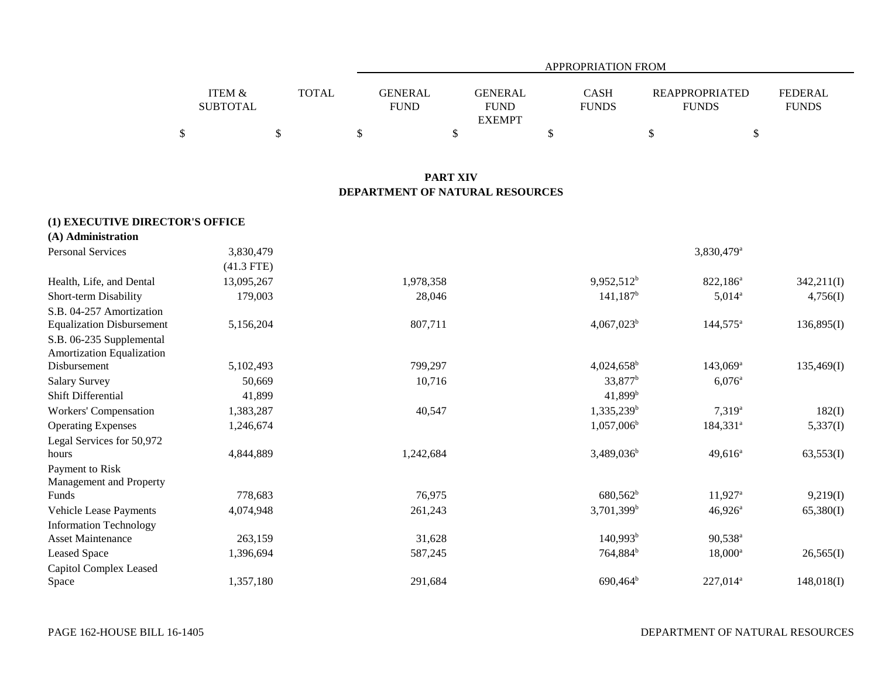| | ITEM & SUBTOTAL | TOTAL | APPROPRIATION FROM GENERAL FUND | GENERAL FUND EXEMPT | CASH FUNDS | REAPPROPRIATED FUNDS | FEDERAL FUNDS |
|---|---|---|---|---|---|---|---|
| | $ | $ | $ | $ | $ | $ | $ |

## PART XIV
## DEPARTMENT OF NATURAL RESOURCES

**(1) EXECUTIVE DIRECTOR'S OFFICE**

**(A) Administration**

| | ITEM & SUBTOTAL | TOTAL | GENERAL FUND | GENERAL FUND EXEMPT | CASH FUNDS | REAPPROPRIATED FUNDS | FEDERAL FUNDS |
|---|---|---|---|---|---|---|---|
| Personal Services | 3,830,479 (41.3 FTE) | | | | | 3,830,479[a] | |
| Health, Life, and Dental | 13,095,267 | | 1,978,358 | | 9,952,512[b] | 822,186[a] | 342,211(I) |
| Short-term Disability | 179,003 | | 28,046 | | 141,187[b] | 5,014[a] | 4,756(I) |
| S.B. 04-257 Amortization Equalization Disbursement | 5,156,204 | | 807,711 | | 4,067,023[b] | 144,575[a] | 136,895(I) |
| S.B. 06-235 Supplemental Amortization Equalization Disbursement | 5,102,493 | | 799,297 | | 4,024,658[b] | 143,069[a] | 135,469(I) |
| Salary Survey | 50,669 | | 10,716 | | 33,877[b] | 6,076[a] | |
| Shift Differential | 41,899 | | | | 41,899[b] | | |
| Workers' Compensation | 1,383,287 | | 40,547 | | 1,335,239[b] | 7,319[a] | 182(I) |
| Operating Expenses | 1,246,674 | | | | 1,057,006[b] | 184,331[a] | 5,337(I) |
| Legal Services for 50,972 hours | 4,844,889 | | 1,242,684 | | 3,489,036[b] | 49,616[a] | 63,553(I) |
| Payment to Risk Management and Property Funds | 778,683 | | 76,975 | | 680,562[b] | 11,927[a] | 9,219(I) |
| Vehicle Lease Payments | 4,074,948 | | 261,243 | | 3,701,399[b] | 46,926[a] | 65,380(I) |
| Information Technology Asset Maintenance | 263,159 | | 31,628 | | 140,993[b] | 90,538[a] | |
| Leased Space | 1,396,694 | | 587,245 | | 764,884[b] | 18,000[a] | 26,565(I) |
| Capitol Complex Leased Space | 1,357,180 | | 291,684 | | 690,464[b] | 227,014[a] | 148,018(I) |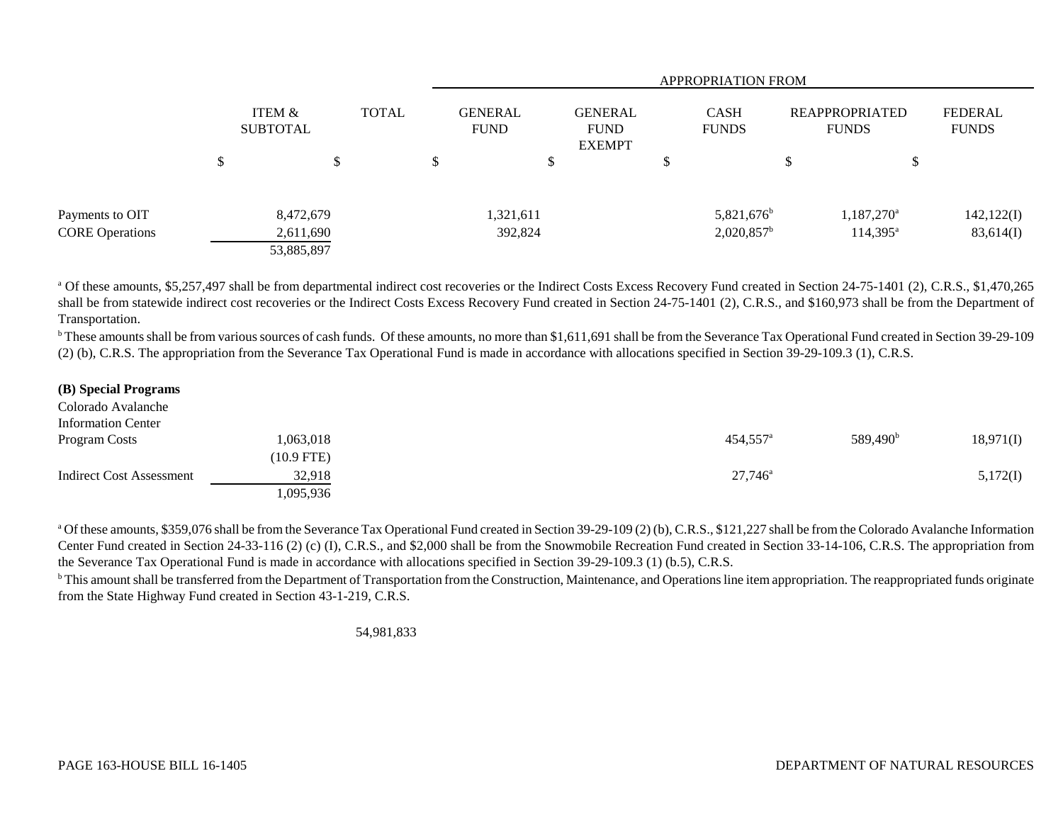| | ITEM & SUBTOTAL | TOTAL | APPROPRIATION FROM GENERAL FUND | GENERAL FUND EXEMPT | CASH FUNDS | REAPPROPRIATED FUNDS | FEDERAL FUNDS |
|---|---|---|---|---|---|---|---|
| | $ | $ | $ | $ | $ | $ | $ |
| Payments to OIT | 8,472,679 | | 1,321,611 | | 5,821,676[b] | 1,187,270[a] | 142,122(I) |
| CORE Operations | 2,611,690 | | 392,824 | | 2,020,857[b] | 114,395[a] | 83,614(I) |
| | 53,885,897 | | | | | | |

[a] Of these amounts, $5,257,497 shall be from departmental indirect cost recoveries or the Indirect Costs Excess Recovery Fund created in Section 24-75-1401 (2), C.R.S., $1,470,265 shall be from statewide indirect cost recoveries or the Indirect Costs Excess Recovery Fund created in Section 24-75-1401 (2), C.R.S., and $160,973 shall be from the Department of Transportation.

[b] These amounts shall be from various sources of cash funds. Of these amounts, no more than $1,611,691 shall be from the Severance Tax Operational Fund created in Section 39-29-109 (2) (b), C.R.S. The appropriation from the Severance Tax Operational Fund is made in accordance with allocations specified in Section 39-29-109.3 (1), C.R.S.

**(B) Special Programs**

| | ITEM & SUBTOTAL | TOTAL | GENERAL FUND | GENERAL FUND EXEMPT | CASH FUNDS | REAPPROPRIATED FUNDS | FEDERAL FUNDS |
|---|---|---|---|---|---|---|---|
| Colorado Avalanche Information Center Program Costs | 1,063,018 | | | | 454,557[a] | 589,490[b] | 18,971(I) |
| | (10.9 FTE) | | | | | | |
| Indirect Cost Assessment | 32,918 | | | | 27,746[a] | | 5,172(I) |
| | 1,095,936 | | | | | | |

[a] Of these amounts, $359,076 shall be from the Severance Tax Operational Fund created in Section 39-29-109 (2) (b), C.R.S., $121,227 shall be from the Colorado Avalanche Information Center Fund created in Section 24-33-116 (2) (c) (I), C.R.S., and $2,000 shall be from the Snowmobile Recreation Fund created in Section 33-14-106, C.R.S. The appropriation from the Severance Tax Operational Fund is made in accordance with allocations specified in Section 39-29-109.3 (1) (b.5), C.R.S.

[b] This amount shall be transferred from the Department of Transportation from the Construction, Maintenance, and Operations line item appropriation. The reappropriated funds originate from the State Highway Fund created in Section 43-1-219, C.R.S.

54,981,833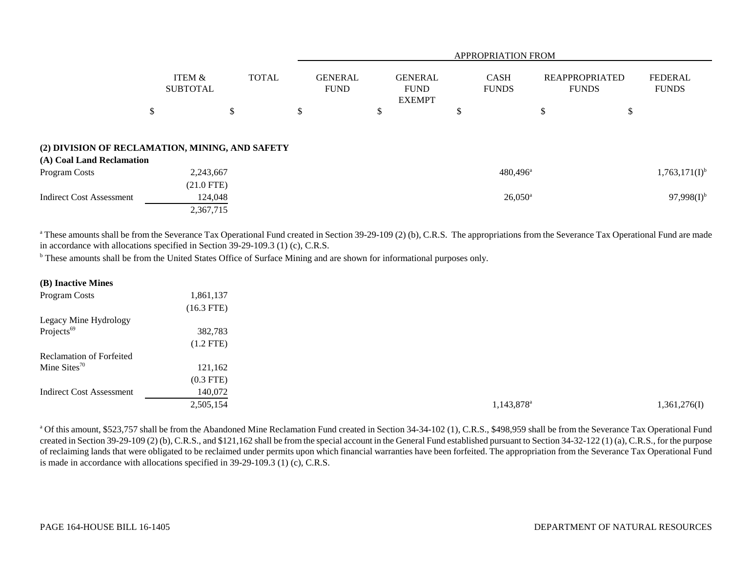| | ITEM & SUBTOTAL | TOTAL | APPROPRIATION FROM | | | | |
|---|---|---|---|---|---|---|---|
| | | | GENERAL FUND | GENERAL FUND EXEMPT | CASH FUNDS | REAPPROPRIATED FUNDS | FEDERAL FUNDS |
| | $ | $ | $ | $ | $ | $ | $ |
| **(2) DIVISION OF RECLAMATION, MINING, AND SAFETY** | | | | | | | |
| **(A) Coal Land Reclamation** | | | | | | | |
| Program Costs | 2,243,667 | | | | 480,496[a] | | 1,763,171(I)[b] |
| | (21.0 FTE) | | | | | | |
| Indirect Cost Assessment | 124,048 | | | | 26,050[a] | | 97,998(I)[b] |
| | 2,367,715 | | | | | | |

[a] These amounts shall be from the Severance Tax Operational Fund created in Section 39-29-109 (2) (b), C.R.S. The appropriations from the Severance Tax Operational Fund are made in accordance with allocations specified in Section 39-29-109.3 (1) (c), C.R.S.

[b] These amounts shall be from the United States Office of Surface Mining and are shown for informational purposes only.

| | ITEM & SUBTOTAL | TOTAL | GENERAL FUND | GENERAL FUND EXEMPT | CASH FUNDS | REAPPROPRIATED FUNDS | FEDERAL FUNDS |
|---|---|---|---|---|---|---|---|
| **(B) Inactive Mines** | | | | | | | |
| Program Costs | 1,861,137 | | | | | | |
| | (16.3 FTE) | | | | | | |
| Legacy Mine Hydrology Projects[69] | 382,783 | | | | | | |
| | (1.2 FTE) | | | | | | |
| Reclamation of Forfeited Mine Sites[70] | 121,162 | | | | | | |
| | (0.3 FTE) | | | | | | |
| Indirect Cost Assessment | 140,072 | | | | | | |
| | 2,505,154 | | | | 1,143,878[a] | | 1,361,276(I) |

[a] Of this amount, $523,757 shall be from the Abandoned Mine Reclamation Fund created in Section 34-34-102 (1), C.R.S., $498,959 shall be from the Severance Tax Operational Fund created in Section 39-29-109 (2) (b), C.R.S., and $121,162 shall be from the special account in the General Fund established pursuant to Section 34-32-122 (1) (a), C.R.S., for the purpose of reclaiming lands that were obligated to be reclaimed under permits upon which financial warranties have been forfeited. The appropriation from the Severance Tax Operational Fund is made in accordance with allocations specified in 39-29-109.3 (1) (c), C.R.S.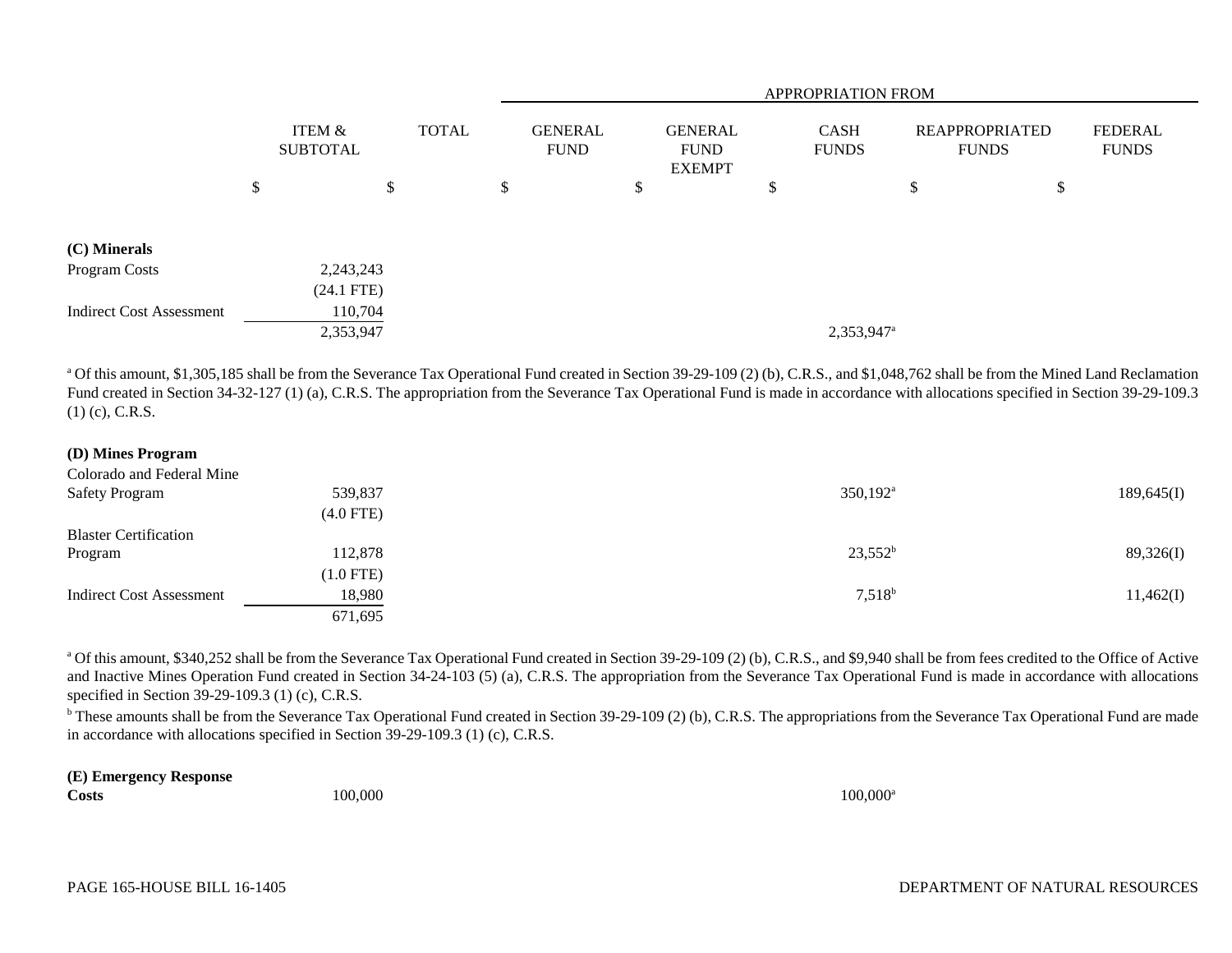| | ITEM & SUBTOTAL | TOTAL | APPROPRIATION FROM GENERAL FUND | GENERAL FUND EXEMPT | CASH FUNDS | REAPPROPRIATED FUNDS | FEDERAL FUNDS |
|---|---|---|---|---|---|---|---|
| | $ | $ | $ | $ | $ | $ | $ |
| **(C) Minerals** | | | | | | | |
| Program Costs | 2,243,243 | | | | | | |
| | (24.1 FTE) | | | | | | |
| Indirect Cost Assessment | 110,704 | | | | | | |
| | 2,353,947 | | | | 2,353,947[a] | | |

[a] Of this amount, $1,305,185 shall be from the Severance Tax Operational Fund created in Section 39-29-109 (2) (b), C.R.S., and $1,048,762 shall be from the Mined Land Reclamation Fund created in Section 34-32-127 (1) (a), C.R.S. The appropriation from the Severance Tax Operational Fund is made in accordance with allocations specified in Section 39-29-109.3 (1) (c), C.R.S.

| | ITEM & SUBTOTAL | TOTAL | GENERAL FUND | GENERAL FUND EXEMPT | CASH FUNDS | REAPPROPRIATED FUNDS | FEDERAL FUNDS |
|---|---|---|---|---|---|---|---|
| **(D) Mines Program** | | | | | | | |
| Colorado and Federal Mine Safety Program | 539,837 | | | | 350,192[a] | | 189,645(I) |
| | (4.0 FTE) | | | | | | |
| Blaster Certification Program | 112,878 | | | | 23,552[b] | | 89,326(I) |
| | (1.0 FTE) | | | | | | |
| Indirect Cost Assessment | 18,980 | | | | 7,518[b] | | 11,462(I) |
| | 671,695 | | | | | | |

[a] Of this amount, $340,252 shall be from the Severance Tax Operational Fund created in Section 39-29-109 (2) (b), C.R.S., and $9,940 shall be from fees credited to the Office of Active and Inactive Mines Operation Fund created in Section 34-24-103 (5) (a), C.R.S. The appropriation from the Severance Tax Operational Fund is made in accordance with allocations specified in Section 39-29-109.3 (1) (c), C.R.S.

[b] These amounts shall be from the Severance Tax Operational Fund created in Section 39-29-109 (2) (b), C.R.S. The appropriations from the Severance Tax Operational Fund are made in accordance with allocations specified in Section 39-29-109.3 (1) (c), C.R.S.

| | ITEM & SUBTOTAL | TOTAL | GENERAL FUND | GENERAL FUND EXEMPT | CASH FUNDS | REAPPROPRIATED FUNDS | FEDERAL FUNDS |
|---|---|---|---|---|---|---|---|
| **(E) Emergency Response Costs** | 100,000 | | | | 100,000[a] | | |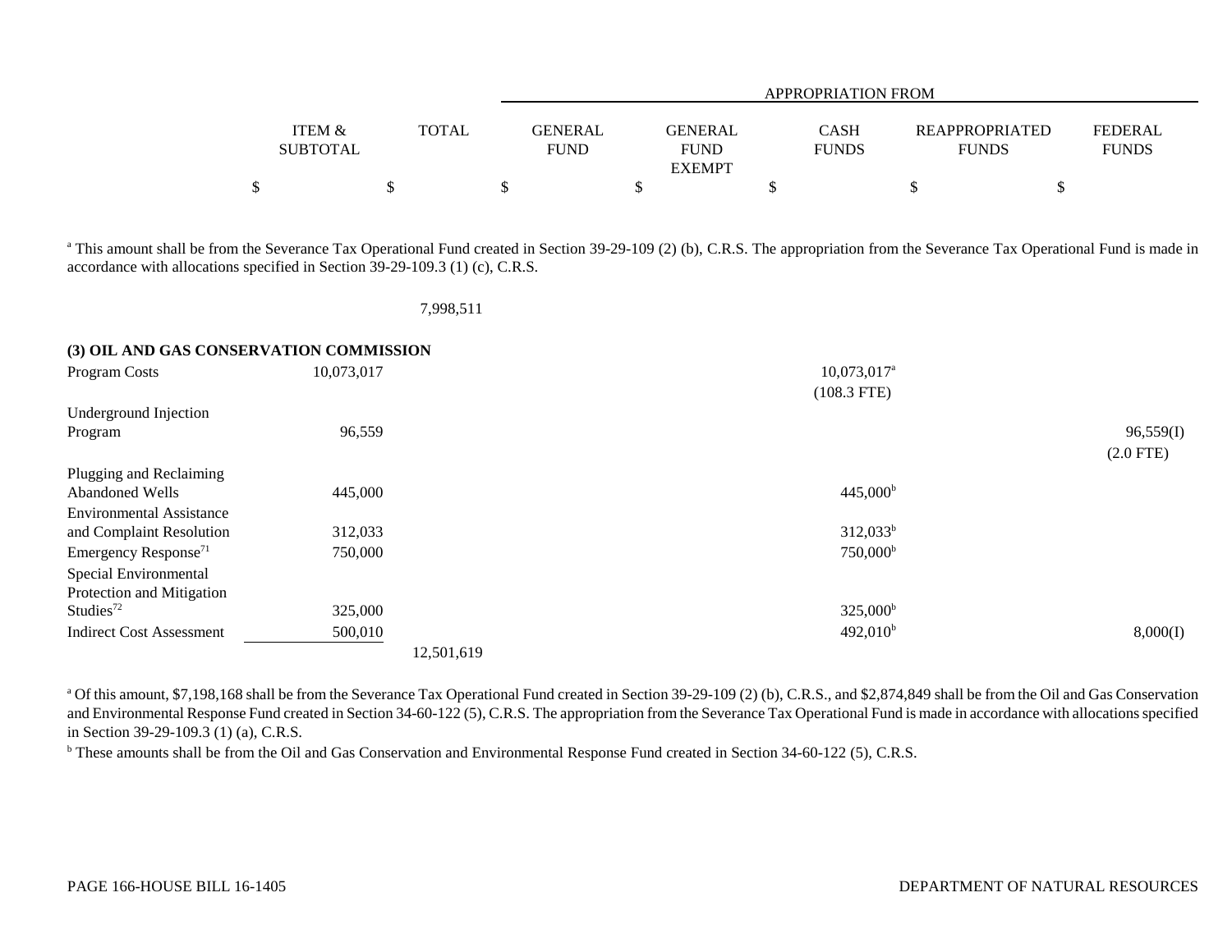| | ITEM & SUBTOTAL | TOTAL | GENERAL FUND | GENERAL FUND EXEMPT | CASH FUNDS | REAPPROPRIATED FUNDS | FEDERAL FUNDS |
|---|---|---|---|---|---|---|---|
| | | | APPROPRIATION FROM | | | | |
| | $ | $ | $ | $ | $ | $ | $ |

[a] This amount shall be from the Severance Tax Operational Fund created in Section 39-29-109 (2) (b), C.R.S. The appropriation from the Severance Tax Operational Fund is made in accordance with allocations specified in Section 39-29-109.3 (1) (c), C.R.S.

| | ITEM & SUBTOTAL | TOTAL | GENERAL FUND | GENERAL FUND EXEMPT | CASH FUNDS | REAPPROPRIATED FUNDS | FEDERAL FUNDS |
|---|---|---|---|---|---|---|---|
| | | 7,998,511 | | | | | |
| **(3) OIL AND GAS CONSERVATION COMMISSION** | | | | | | | |
| Program Costs | 10,073,017 | | | | 10,073,017[a] | | |
| | | | | | (108.3 FTE) | | |
| Underground Injection Program | 96,559 | | | | | | 96,559(I) |
| | | | | | | | (2.0 FTE) |
| Plugging and Reclaiming Abandoned Wells | 445,000 | | | | 445,000[b] | | |
| Environmental Assistance and Complaint Resolution | 312,033 | | | | 312,033[b] | | |
| Emergency Response[71] | 750,000 | | | | 750,000[b] | | |
| Special Environmental Protection and Mitigation Studies[72] | 325,000 | | | | 325,000[b] | | |
| Indirect Cost Assessment | 500,010 | | | | 492,010[b] | | 8,000(I) |
| | | 12,501,619 | | | | | |

[a] Of this amount, $7,198,168 shall be from the Severance Tax Operational Fund created in Section 39-29-109 (2) (b), C.R.S., and $2,874,849 shall be from the Oil and Gas Conservation and Environmental Response Fund created in Section 34-60-122 (5), C.R.S. The appropriation from the Severance Tax Operational Fund is made in accordance with allocations specified in Section 39-29-109.3 (1) (a), C.R.S.

[b] These amounts shall be from the Oil and Gas Conservation and Environmental Response Fund created in Section 34-60-122 (5), C.R.S.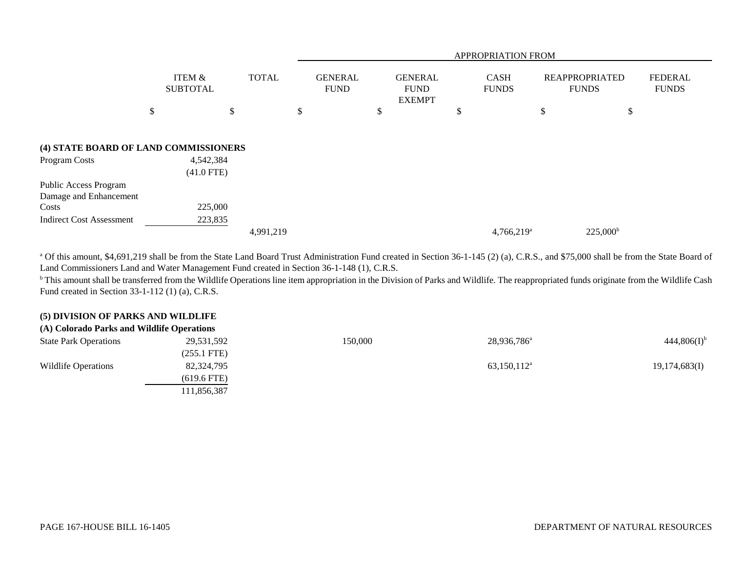| | ITEM & SUBTOTAL | TOTAL | APPROPRIATION FROM GENERAL FUND | GENERAL FUND EXEMPT | CASH FUNDS | REAPPROPRIATED FUNDS | FEDERAL FUNDS |
|---|---|---|---|---|---|---|---|
| | $ | $ | $ | $ | $ | $ | $ |
| **(4) STATE BOARD OF LAND COMMISSIONERS** | | | | | | | |
| Program Costs | 4,542,384 | | | | | | |
| | (41.0 FTE) | | | | | | |
| Public Access Program Damage and Enhancement Costs | 225,000 | | | | | | |
| Indirect Cost Assessment | 223,835 | | | | | | |
| | | 4,991,219 | | | 4,766,219[a] | 225,000[b] | |

[a] Of this amount, $4,691,219 shall be from the State Land Board Trust Administration Fund created in Section 36-1-145 (2) (a), C.R.S., and $75,000 shall be from the State Board of Land Commissioners Land and Water Management Fund created in Section 36-1-148 (1), C.R.S.

[b] This amount shall be transferred from the Wildlife Operations line item appropriation in the Division of Parks and Wildlife. The reappropriated funds originate from the Wildlife Cash Fund created in Section 33-1-112 (1) (a), C.R.S.

| | ITEM & SUBTOTAL | TOTAL | GENERAL FUND | GENERAL FUND EXEMPT | CASH FUNDS | REAPPROPRIATED FUNDS | FEDERAL FUNDS |
|---|---|---|---|---|---|---|---|
| **(5) DIVISION OF PARKS AND WILDLIFE** | | | | | | | |
| **(A) Colorado Parks and Wildlife Operations** | | | | | | | |
| State Park Operations | 29,531,592 | | 150,000 | | 28,936,786[a] | | 444,806(I)[b] |
| | (255.1 FTE) | | | | | | |
| Wildlife Operations | 82,324,795 | | | | 63,150,112[a] | | 19,174,683(I) |
| | (619.6 FTE) | | | | | | |
| | 111,856,387 | | | | | | |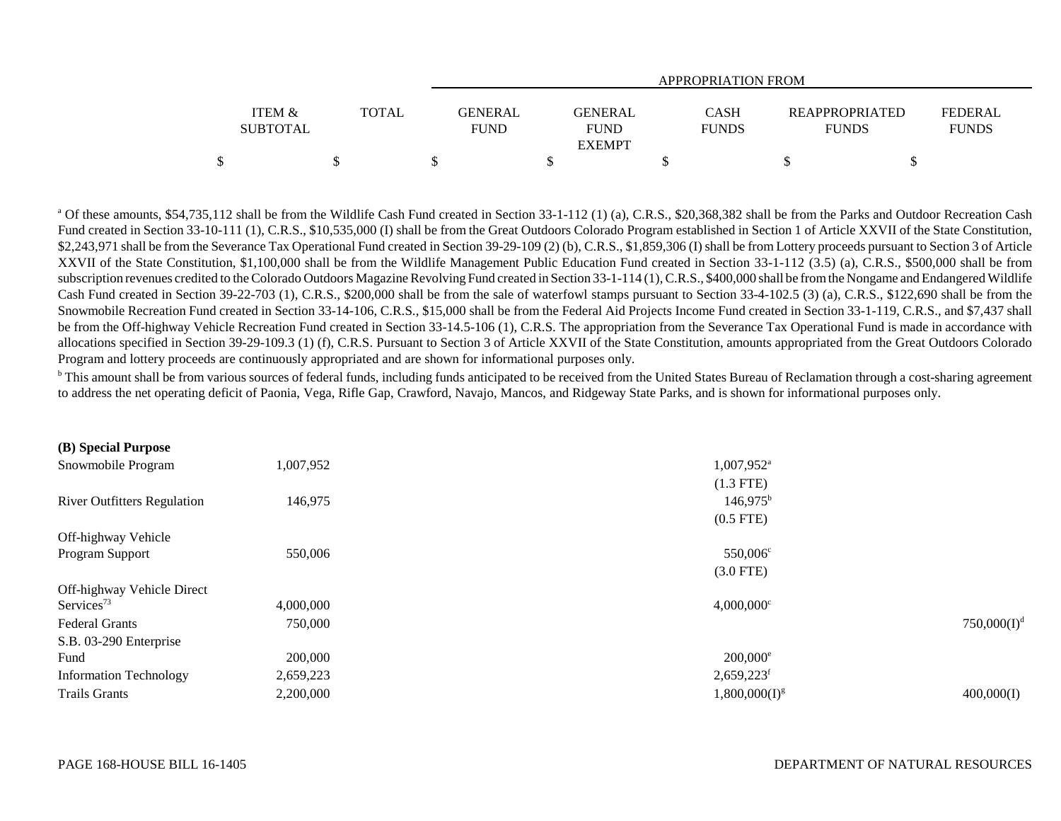| | ITEM & SUBTOTAL | TOTAL | GENERAL FUND | GENERAL FUND EXEMPT | CASH FUNDS | REAPPROPRIATED FUNDS | FEDERAL FUNDS |
|---|---|---|---|---|---|---|---|
| | | | APPROPRIATION FROM | | | | |
| | $ | $ | $ | $ | $ | $ | $ |

[a] Of these amounts, $54,735,112 shall be from the Wildlife Cash Fund created in Section 33-1-112 (1) (a), C.R.S., $20,368,382 shall be from the Parks and Outdoor Recreation Cash Fund created in Section 33-10-111 (1), C.R.S., $10,535,000 (I) shall be from the Great Outdoors Colorado Program established in Section 1 of Article XXVII of the State Constitution, $2,243,971 shall be from the Severance Tax Operational Fund created in Section 39-29-109 (2) (b), C.R.S., $1,859,306 (I) shall be from Lottery proceeds pursuant to Section 3 of Article XXVII of the State Constitution, $1,100,000 shall be from the Wildlife Management Public Education Fund created in Section 33-1-112 (3.5) (a), C.R.S., $500,000 shall be from subscription revenues credited to the Colorado Outdoors Magazine Revolving Fund created in Section 33-1-114 (1), C.R.S., $400,000 shall be from the Nongame and Endangered Wildlife Cash Fund created in Section 39-22-703 (1), C.R.S., $200,000 shall be from the sale of waterfowl stamps pursuant to Section 33-4-102.5 (3) (a), C.R.S., $122,690 shall be from the Snowmobile Recreation Fund created in Section 33-14-106, C.R.S., $15,000 shall be from the Federal Aid Projects Income Fund created in Section 33-1-119, C.R.S., and $7,437 shall be from the Off-highway Vehicle Recreation Fund created in Section 33-14.5-106 (1), C.R.S. The appropriation from the Severance Tax Operational Fund is made in accordance with allocations specified in Section 39-29-109.3 (1) (f), C.R.S. Pursuant to Section 3 of Article XXVII of the State Constitution, amounts appropriated from the Great Outdoors Colorado Program and lottery proceeds are continuously appropriated and are shown for informational purposes only.

[b] This amount shall be from various sources of federal funds, including funds anticipated to be received from the United States Bureau of Reclamation through a cost-sharing agreement to address the net operating deficit of Paonia, Vega, Rifle Gap, Crawford, Navajo, Mancos, and Ridgeway State Parks, and is shown for informational purposes only.

| | ITEM & SUBTOTAL | TOTAL | GENERAL FUND | GENERAL FUND EXEMPT | CASH FUNDS | REAPPROPRIATED FUNDS | FEDERAL FUNDS |
|---|---|---|---|---|---|---|---|
| **(B) Special Purpose** | | | | | | | |
| Snowmobile Program | 1,007,952 | | | | 1,007,952[a] | | |
| | | | | | (1.3 FTE) | | |
| River Outfitters Regulation | 146,975 | | | | 146,975[b] | | |
| | | | | | (0.5 FTE) | | |
| Off-highway Vehicle Program Support | 550,006 | | | | 550,006[c] | | |
| | | | | | (3.0 FTE) | | |
| Off-highway Vehicle Direct Services[73] | 4,000,000 | | | | 4,000,000[c] | | |
| Federal Grants | 750,000 | | | | | | 750,000(I)[d] |
| S.B. 03-290 Enterprise Fund | 200,000 | | | | 200,000[e] | | |
| Information Technology | 2,659,223 | | | | 2,659,223[f] | | |
| Trails Grants | 2,200,000 | | | | 1,800,000(I)[g] | | 400,000(I) |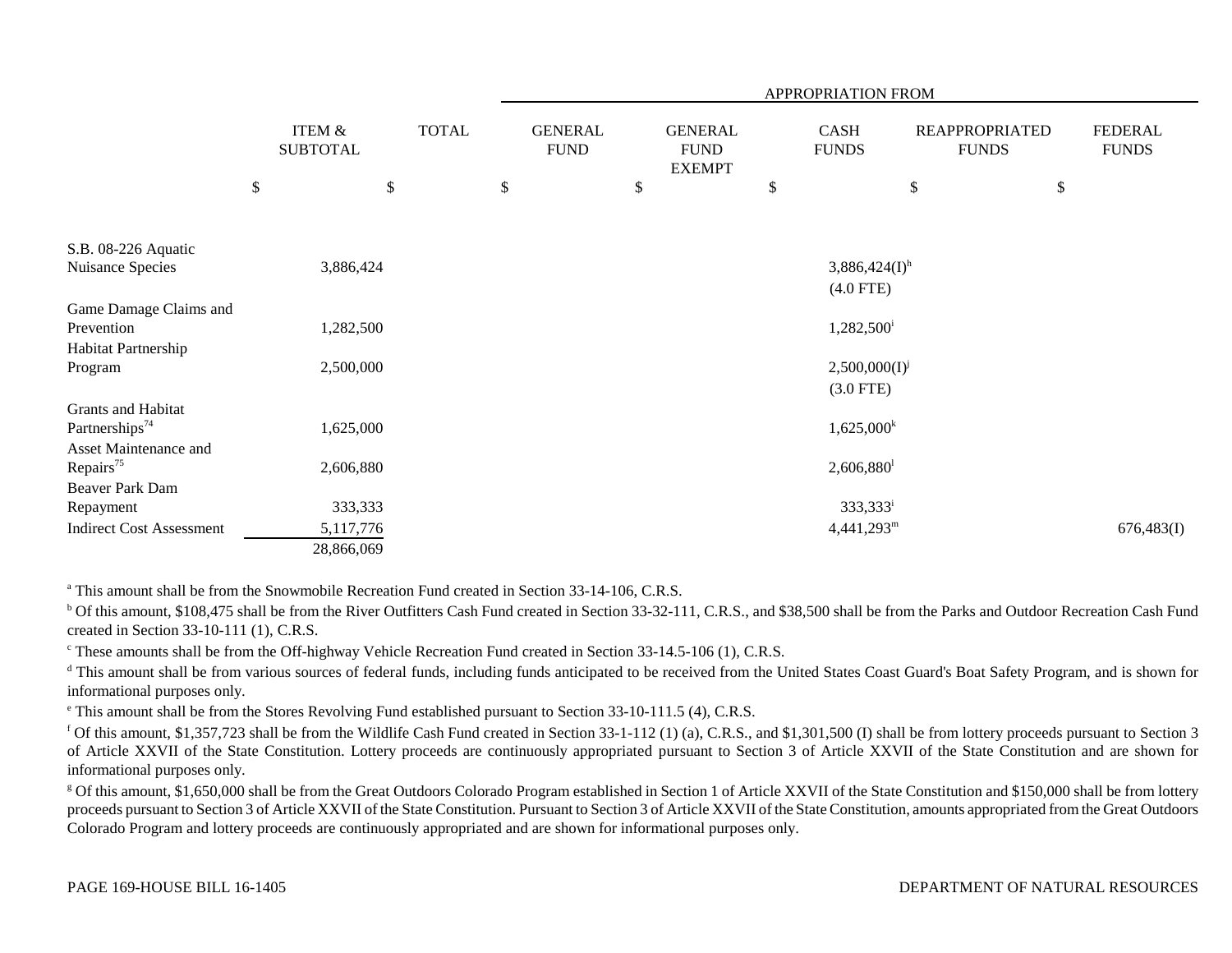| | | | APPROPRIATION FROM | | | | |
|---|---|---|---|---|---|---|---|
| | ITEM & SUBTOTAL | TOTAL | GENERAL FUND | GENERAL FUND EXEMPT | CASH FUNDS | REAPPROPRIATED FUNDS | FEDERAL FUNDS |
| | $ | $ | $ | $ | $ | $ | $ |
| S.B. 08-226 Aquatic Nuisance Species | 3,886,424 | | | | 3,886,424(I)[h] (4.0 FTE) | | |
| Game Damage Claims and Prevention | 1,282,500 | | | | 1,282,500[i] | | |
| Habitat Partnership Program | 2,500,000 | | | | 2,500,000(I)[j] (3.0 FTE) | | |
| Grants and Habitat Partnerships[74] | 1,625,000 | | | | 1,625,000[k] | | |
| Asset Maintenance and Repairs[75] | 2,606,880 | | | | 2,606,880[l] | | |
| Beaver Park Dam Repayment | 333,333 | | | | 333,333[i] | | |
| Indirect Cost Assessment | 5,117,776 | | | | 4,441,293[m] | | 676,483(I) |
| | 28,866,069 | | | | | | |

[a] This amount shall be from the Snowmobile Recreation Fund created in Section 33-14-106, C.R.S.

[b] Of this amount, $108,475 shall be from the River Outfitters Cash Fund created in Section 33-32-111, C.R.S., and $38,500 shall be from the Parks and Outdoor Recreation Cash Fund created in Section 33-10-111 (1), C.R.S.

[c] These amounts shall be from the Off-highway Vehicle Recreation Fund created in Section 33-14.5-106 (1), C.R.S.

[d] This amount shall be from various sources of federal funds, including funds anticipated to be received from the United States Coast Guard's Boat Safety Program, and is shown for informational purposes only.

[e] This amount shall be from the Stores Revolving Fund established pursuant to Section 33-10-111.5 (4), C.R.S.

[f] Of this amount, $1,357,723 shall be from the Wildlife Cash Fund created in Section 33-1-112 (1) (a), C.R.S., and $1,301,500 (I) shall be from lottery proceeds pursuant to Section 3 of Article XXVII of the State Constitution. Lottery proceeds are continuously appropriated pursuant to Section 3 of Article XXVII of the State Constitution and are shown for informational purposes only.

[g] Of this amount, $1,650,000 shall be from the Great Outdoors Colorado Program established in Section 1 of Article XXVII of the State Constitution and $150,000 shall be from lottery proceeds pursuant to Section 3 of Article XXVII of the State Constitution. Pursuant to Section 3 of Article XXVII of the State Constitution, amounts appropriated from the Great Outdoors Colorado Program and lottery proceeds are continuously appropriated and are shown for informational purposes only.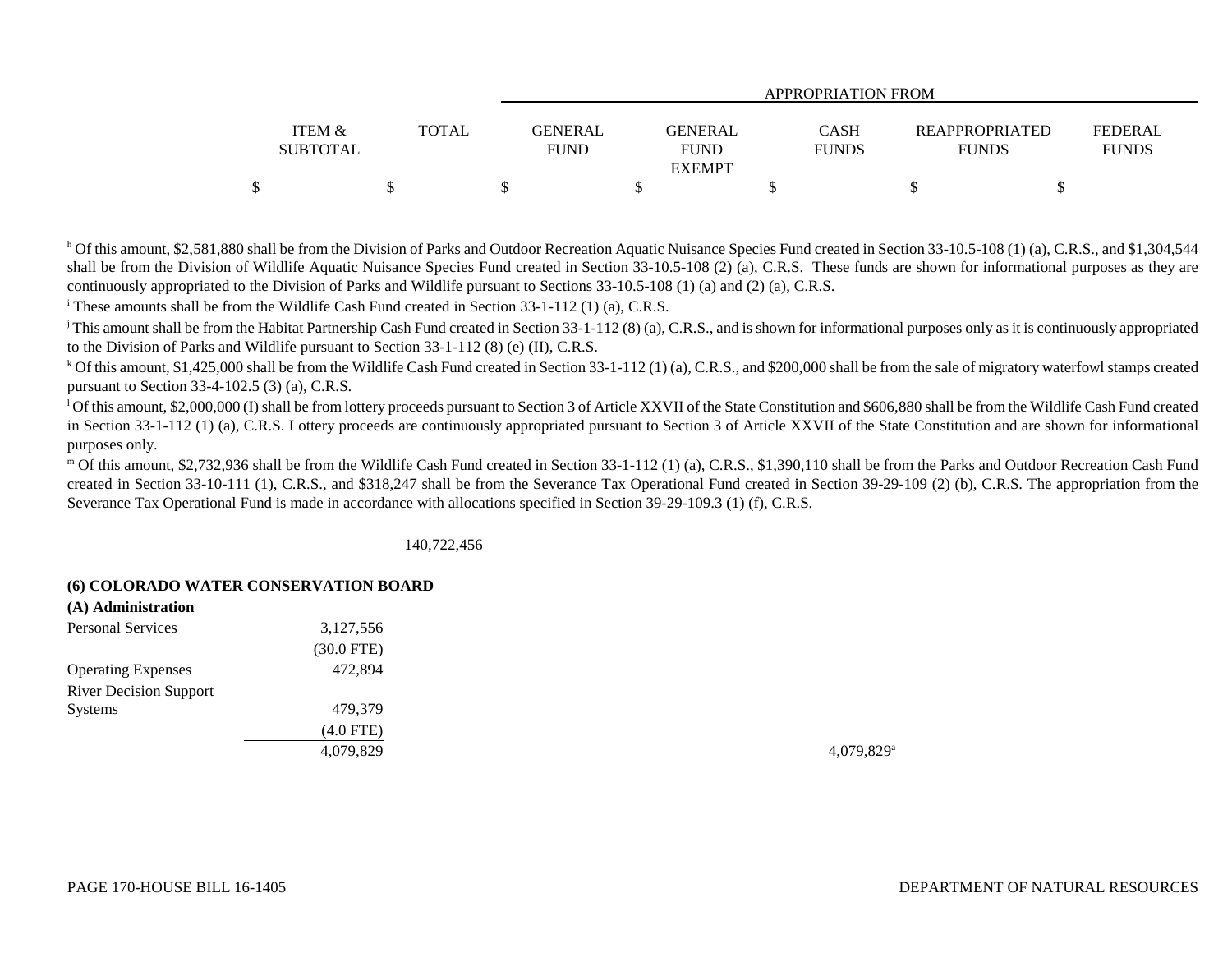| | ITEM & SUBTOTAL | TOTAL | GENERAL FUND | GENERAL FUND EXEMPT | CASH FUNDS | REAPPROPRIATED FUNDS | FEDERAL FUNDS |
|---|---|---|---|---|---|---|---|
| | | | APPROPRIATION FROM | | | | |
| | $ | $ | $ | $ | $ | $ | $ |

[h] Of this amount, $2,581,880 shall be from the Division of Parks and Outdoor Recreation Aquatic Nuisance Species Fund created in Section 33-10.5-108 (1) (a), C.R.S., and $1,304,544 shall be from the Division of Wildlife Aquatic Nuisance Species Fund created in Section 33-10.5-108 (2) (a), C.R.S. These funds are shown for informational purposes as they are continuously appropriated to the Division of Parks and Wildlife pursuant to Sections 33-10.5-108 (1) (a) and (2) (a), C.R.S.

[i] These amounts shall be from the Wildlife Cash Fund created in Section 33-1-112 (1) (a), C.R.S.

[j] This amount shall be from the Habitat Partnership Cash Fund created in Section 33-1-112 (8) (a), C.R.S., and is shown for informational purposes only as it is continuously appropriated to the Division of Parks and Wildlife pursuant to Section 33-1-112 (8) (e) (II), C.R.S.

[k] Of this amount, $1,425,000 shall be from the Wildlife Cash Fund created in Section 33-1-112 (1) (a), C.R.S., and $200,000 shall be from the sale of migratory waterfowl stamps created pursuant to Section 33-4-102.5 (3) (a), C.R.S.

[l] Of this amount, $2,000,000 (I) shall be from lottery proceeds pursuant to Section 3 of Article XXVII of the State Constitution and $606,880 shall be from the Wildlife Cash Fund created in Section 33-1-112 (1) (a), C.R.S. Lottery proceeds are continuously appropriated pursuant to Section 3 of Article XXVII of the State Constitution and are shown for informational purposes only.

[m] Of this amount, $2,732,936 shall be from the Wildlife Cash Fund created in Section 33-1-112 (1) (a), C.R.S., $1,390,110 shall be from the Parks and Outdoor Recreation Cash Fund created in Section 33-10-111 (1), C.R.S., and $318,247 shall be from the Severance Tax Operational Fund created in Section 39-29-109 (2) (b), C.R.S. The appropriation from the Severance Tax Operational Fund is made in accordance with allocations specified in Section 39-29-109.3 (1) (f), C.R.S.

| | ITEM & SUBTOTAL | TOTAL | GENERAL FUND | GENERAL FUND EXEMPT | CASH FUNDS | REAPPROPRIATED FUNDS | FEDERAL FUNDS |
|---|---|---|---|---|---|---|---|
| | | 140,722,456 | | | | | |
| **(6) COLORADO WATER CONSERVATION BOARD** | | | | | | | |
| **(A) Administration** | | | | | | | |
| Personal Services | 3,127,556 | | | | | | |
| | (30.0 FTE) | | | | | | |
| Operating Expenses | 472,894 | | | | | | |
| River Decision Support Systems | 479,379 | | | | | | |
| | (4.0 FTE) | | | | | | |
| | 4,079,829 | | | | 4,079,829[a] | | |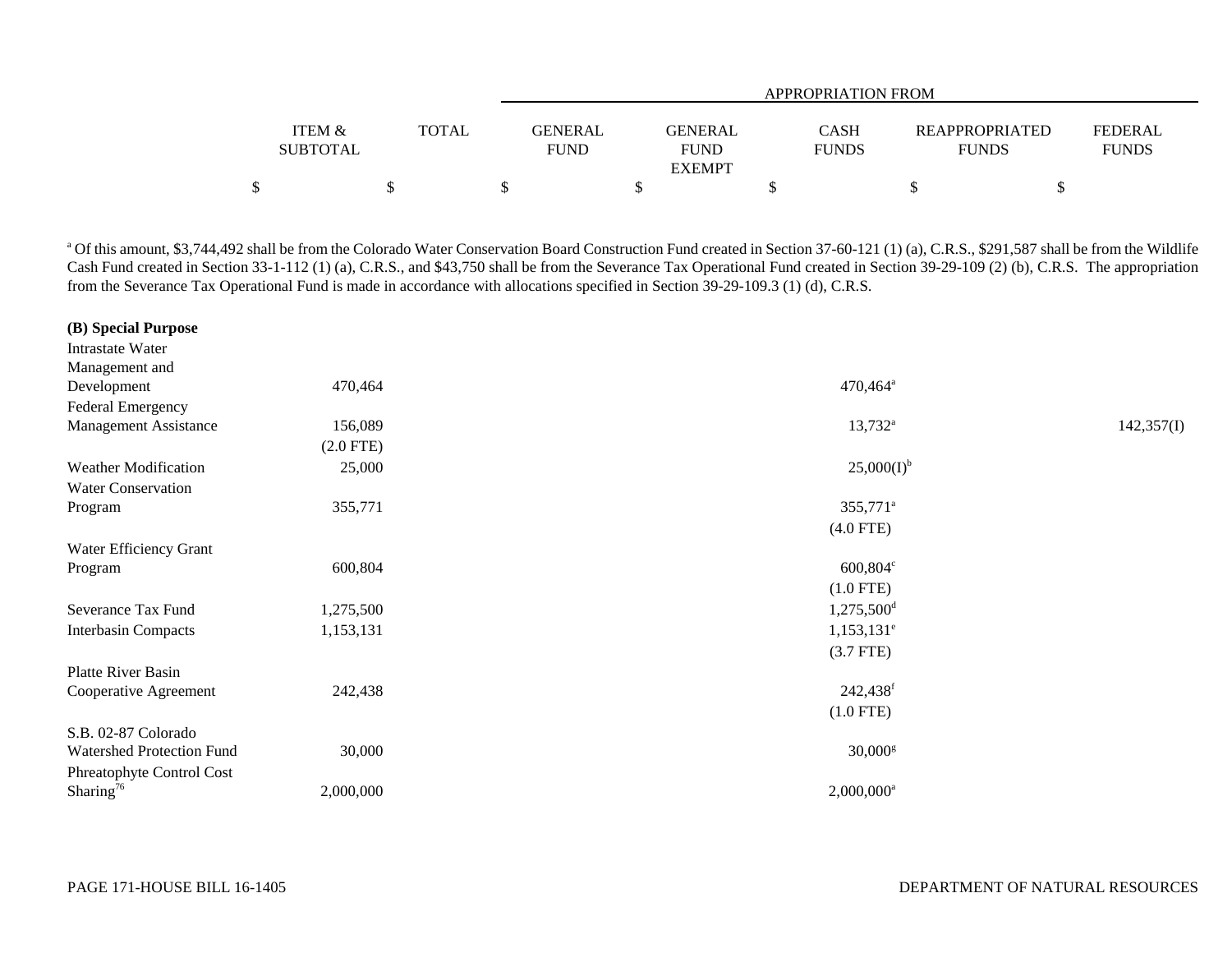| | ITEM & SUBTOTAL | TOTAL | APPROPRIATION FROM GENERAL FUND | GENERAL FUND EXEMPT | CASH FUNDS | REAPPROPRIATED FUNDS | FEDERAL FUNDS |
|---|---|---|---|---|---|---|---|
| | $ | $ | $ | $ | $ | $ | $ |

[a] Of this amount, $3,744,492 shall be from the Colorado Water Conservation Board Construction Fund created in Section 37-60-121 (1) (a), C.R.S., $291,587 shall be from the Wildlife Cash Fund created in Section 33-1-112 (1) (a), C.R.S., and $43,750 shall be from the Severance Tax Operational Fund created in Section 39-29-109 (2) (b), C.R.S. The appropriation from the Severance Tax Operational Fund is made in accordance with allocations specified in Section 39-29-109.3 (1) (d), C.R.S.

| | ITEM & SUBTOTAL | TOTAL | GENERAL FUND | GENERAL FUND EXEMPT | CASH FUNDS | REAPPROPRIATED FUNDS | FEDERAL FUNDS |
|---|---|---|---|---|---|---|---|
| **(B) Special Purpose** | | | | | | | |
| Intrastate Water Management and Development | 470,464 | | | | 470,464[a] | | |
| Federal Emergency Management Assistance | 156,089 (2.0 FTE) | | | | 13,732[a] | | 142,357(I) |
| Weather Modification | 25,000 | | | | 25,000(I)[b] | | |
| Water Conservation Program | 355,771 | | | | 355,771[a] (4.0 FTE) | | |
| Water Efficiency Grant Program | 600,804 | | | | 600,804[c] (1.0 FTE) | | |
| Severance Tax Fund | 1,275,500 | | | | 1,275,500[d] | | |
| Interbasin Compacts | 1,153,131 | | | | 1,153,131[e] (3.7 FTE) | | |
| Platte River Basin Cooperative Agreement | 242,438 | | | | 242,438[f] (1.0 FTE) | | |
| S.B. 02-87 Colorado Watershed Protection Fund | 30,000 | | | | 30,000[g] | | |
| Phreatophyte Control Cost Sharing[76] | 2,000,000 | | | | 2,000,000[a] | | |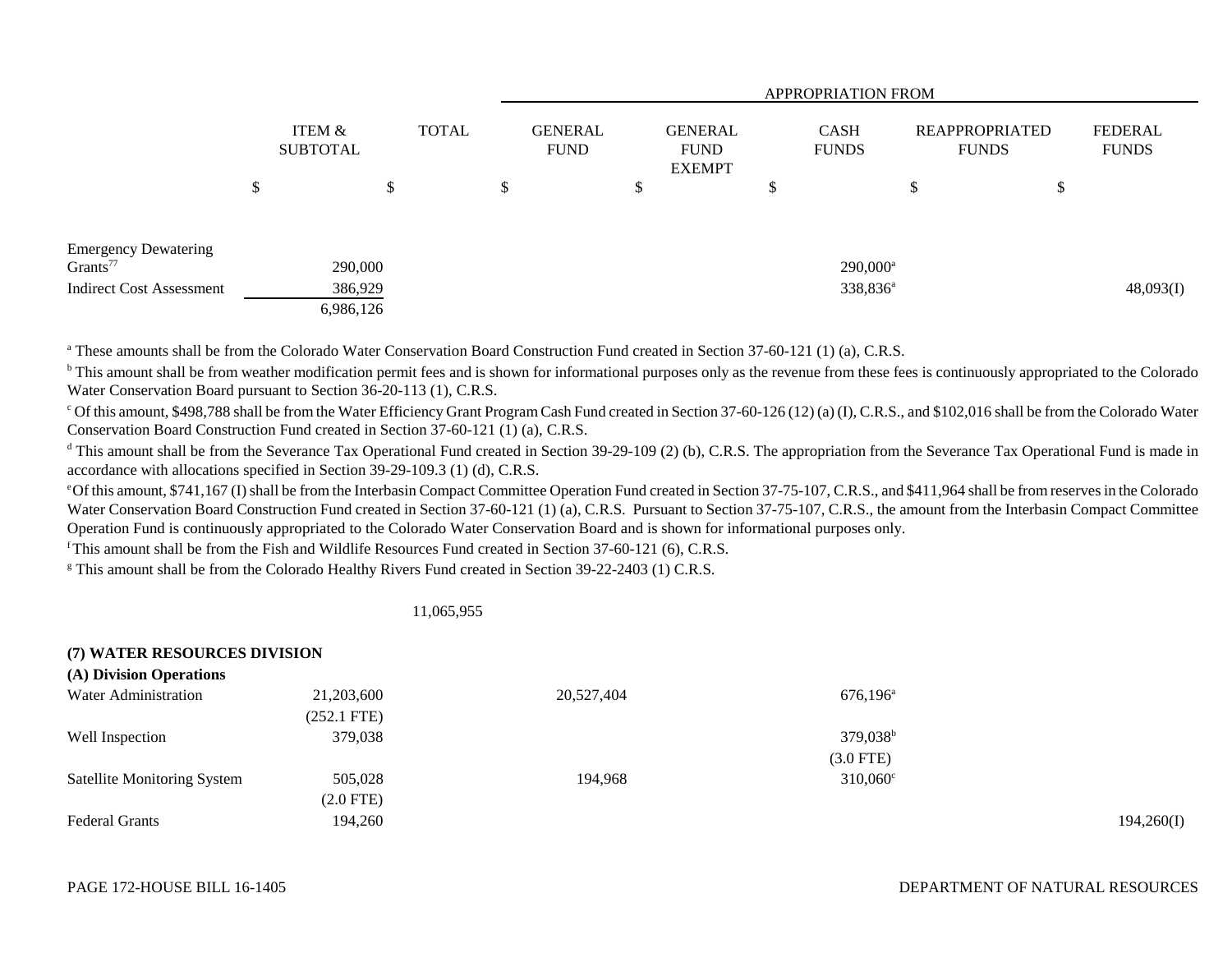| | ITEM & SUBTOTAL | TOTAL | GENERAL FUND | GENERAL FUND EXEMPT | CASH FUNDS | REAPPROPRIATED FUNDS | FEDERAL FUNDS |
|---|---|---|---|---|---|---|---|
| | | | APPROPRIATION FROM | | | | |
| | $ | $ | $ | $ | $ | $ | $ |
| Emergency Dewatering Grants[77] | 290,000 | | | | 290,000[a] | | |
| Indirect Cost Assessment | 386,929 | | | | 338,836[a] | | 48,093(I) |
| | 6,986,126 | | | | | | |

[a] These amounts shall be from the Colorado Water Conservation Board Construction Fund created in Section 37-60-121 (1) (a), C.R.S.

[b] This amount shall be from weather modification permit fees and is shown for informational purposes only as the revenue from these fees is continuously appropriated to the Colorado Water Conservation Board pursuant to Section 36-20-113 (1), C.R.S.

[c] Of this amount, $498,788 shall be from the Water Efficiency Grant Program Cash Fund created in Section 37-60-126 (12) (a) (I), C.R.S., and $102,016 shall be from the Colorado Water Conservation Board Construction Fund created in Section 37-60-121 (1) (a), C.R.S.

[d] This amount shall be from the Severance Tax Operational Fund created in Section 39-29-109 (2) (b), C.R.S. The appropriation from the Severance Tax Operational Fund is made in accordance with allocations specified in Section 39-29-109.3 (1) (d), C.R.S.

[e] Of this amount, $741,167 (I) shall be from the Interbasin Compact Committee Operation Fund created in Section 37-75-107, C.R.S., and $411,964 shall be from reserves in the Colorado Water Conservation Board Construction Fund created in Section 37-60-121 (1) (a), C.R.S. Pursuant to Section 37-75-107, C.R.S., the amount from the Interbasin Compact Committee Operation Fund is continuously appropriated to the Colorado Water Conservation Board and is shown for informational purposes only.

[f] This amount shall be from the Fish and Wildlife Resources Fund created in Section 37-60-121 (6), C.R.S.

[g] This amount shall be from the Colorado Healthy Rivers Fund created in Section 39-22-2403 (1) C.R.S.

| | ITEM & SUBTOTAL | TOTAL | GENERAL FUND | GENERAL FUND EXEMPT | CASH FUNDS | REAPPROPRIATED FUNDS | FEDERAL FUNDS |
|---|---|---|---|---|---|---|---|
| | | 11,065,955 | | | | | |
| **(7) WATER RESOURCES DIVISION** | | | | | | | |
| **(A) Division Operations** | | | | | | | |
| Water Administration | 21,203,600 | | 20,527,404 | | 676,196[a] | | |
| | (252.1 FTE) | | | | | | |
| Well Inspection | 379,038 | | | | 379,038[b] | | |
| | | | | | (3.0 FTE) | | |
| Satellite Monitoring System | 505,028 | | 194,968 | | 310,060[c] | | |
| | (2.0 FTE) | | | | | | |
| Federal Grants | 194,260 | | | | | | 194,260(I) |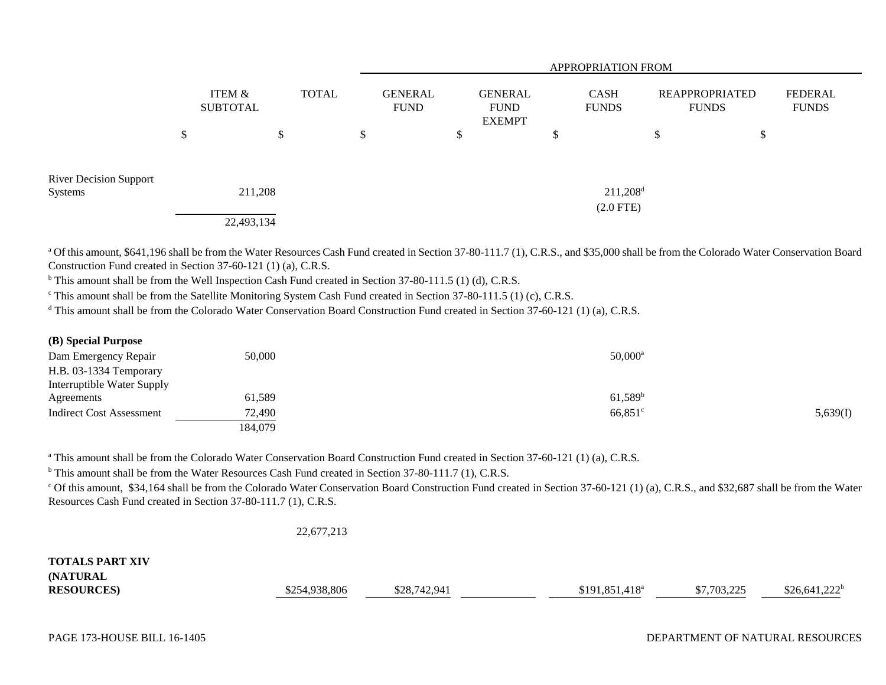| | ITEM & SUBTOTAL | TOTAL | GENERAL FUND | GENERAL FUND EXEMPT | CASH FUNDS | REAPPROPRIATED FUNDS | FEDERAL FUNDS |
|---|---|---|---|---|---|---|---|
| | | | APPROPRIATION FROM | | | | |
| | $ | $ | $ | $ | $ | $ | $ |
| River Decision Support Systems | 211,208 | | | | 211,208[d] (2.0 FTE) | | |
| | 22,493,134 | | | | | | |

[a] Of this amount, $641,196 shall be from the Water Resources Cash Fund created in Section 37-80-111.7 (1), C.R.S., and $35,000 shall be from the Colorado Water Conservation Board Construction Fund created in Section 37-60-121 (1) (a), C.R.S.

[b] This amount shall be from the Well Inspection Cash Fund created in Section 37-80-111.5 (1) (d), C.R.S.

[c] This amount shall be from the Satellite Monitoring System Cash Fund created in Section 37-80-111.5 (1) (c), C.R.S.

[d] This amount shall be from the Colorado Water Conservation Board Construction Fund created in Section 37-60-121 (1) (a), C.R.S.

| | ITEM & SUBTOTAL | TOTAL | GENERAL FUND | GENERAL FUND EXEMPT | CASH FUNDS | REAPPROPRIATED FUNDS | FEDERAL FUNDS |
|---|---|---|---|---|---|---|---|
| **(B) Special Purpose** | | | | | | | |
| Dam Emergency Repair | 50,000 | | | | 50,000[a] | | |
| H.B. 03-1334 Temporary Interruptible Water Supply Agreements | 61,589 | | | | 61,589[b] | | |
| Indirect Cost Assessment | 72,490 | | | | 66,851[c] | | 5,639(I) |
| | 184,079 | | | | | | |

[a] This amount shall be from the Colorado Water Conservation Board Construction Fund created in Section 37-60-121 (1) (a), C.R.S.

[b] This amount shall be from the Water Resources Cash Fund created in Section 37-80-111.7 (1), C.R.S.

[c] Of this amount, $34,164 shall be from the Colorado Water Conservation Board Construction Fund created in Section 37-60-121 (1) (a), C.R.S., and $32,687 shall be from the Water Resources Cash Fund created in Section 37-80-111.7 (1), C.R.S.

| | ITEM & SUBTOTAL | TOTAL | GENERAL FUND | GENERAL FUND EXEMPT | CASH FUNDS | REAPPROPRIATED FUNDS | FEDERAL FUNDS |
|---|---|---|---|---|---|---|---|
| | | 22,677,213 | | | | | |
| **TOTALS PART XIV (NATURAL RESOURCES)** | | $254,938,806 | $28,742,941 | | $191,851,418[a] | $7,703,225 | $26,641,222[b] |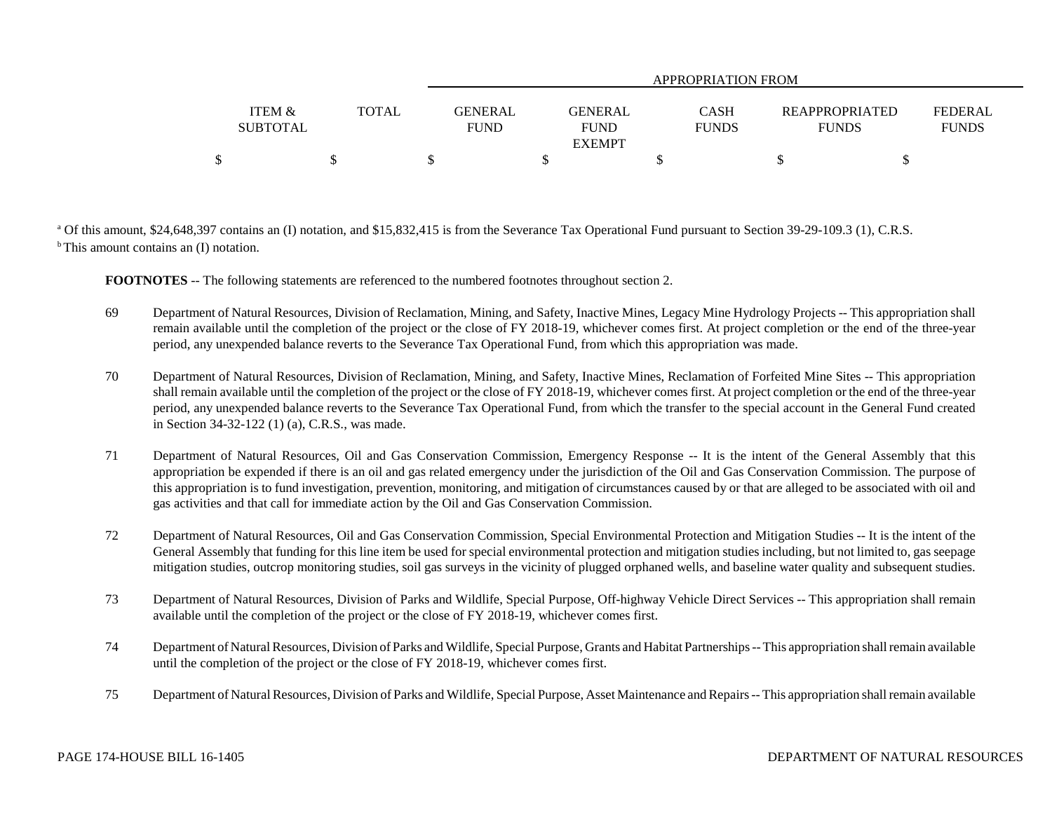| ITEM & SUBTOTAL | TOTAL | APPROPRIATION FROM GENERAL FUND | GENERAL FUND EXEMPT | CASH FUNDS | REAPPROPRIATED FUNDS | FEDERAL FUNDS |
|---|---|---|---|---|---|---|
| $ | $ | $ | $ | $ | $ | $ |

[a] Of this amount, $24,648,397 contains an (I) notation, and $15,832,415 is from the Severance Tax Operational Fund pursuant to Section 39-29-109.3 (1), C.R.S.

[b] This amount contains an (I) notation.

**FOOTNOTES** -- The following statements are referenced to the numbered footnotes throughout section 2.

69 Department of Natural Resources, Division of Reclamation, Mining, and Safety, Inactive Mines, Legacy Mine Hydrology Projects -- This appropriation shall remain available until the completion of the project or the close of FY 2018-19, whichever comes first. At project completion or the end of the three-year period, any unexpended balance reverts to the Severance Tax Operational Fund, from which this appropriation was made.

70 Department of Natural Resources, Division of Reclamation, Mining, and Safety, Inactive Mines, Reclamation of Forfeited Mine Sites -- This appropriation shall remain available until the completion of the project or the close of FY 2018-19, whichever comes first. At project completion or the end of the three-year period, any unexpended balance reverts to the Severance Tax Operational Fund, from which the transfer to the special account in the General Fund created in Section 34-32-122 (1) (a), C.R.S., was made.

71 Department of Natural Resources, Oil and Gas Conservation Commission, Emergency Response -- It is the intent of the General Assembly that this appropriation be expended if there is an oil and gas related emergency under the jurisdiction of the Oil and Gas Conservation Commission. The purpose of this appropriation is to fund investigation, prevention, monitoring, and mitigation of circumstances caused by or that are alleged to be associated with oil and gas activities and that call for immediate action by the Oil and Gas Conservation Commission.

72 Department of Natural Resources, Oil and Gas Conservation Commission, Special Environmental Protection and Mitigation Studies -- It is the intent of the General Assembly that funding for this line item be used for special environmental protection and mitigation studies including, but not limited to, gas seepage mitigation studies, outcrop monitoring studies, soil gas surveys in the vicinity of plugged orphaned wells, and baseline water quality and subsequent studies.

73 Department of Natural Resources, Division of Parks and Wildlife, Special Purpose, Off-highway Vehicle Direct Services -- This appropriation shall remain available until the completion of the project or the close of FY 2018-19, whichever comes first.

74 Department of Natural Resources, Division of Parks and Wildlife, Special Purpose, Grants and Habitat Partnerships -- This appropriation shall remain available until the completion of the project or the close of FY 2018-19, whichever comes first.

75 Department of Natural Resources, Division of Parks and Wildlife, Special Purpose, Asset Maintenance and Repairs -- This appropriation shall remain available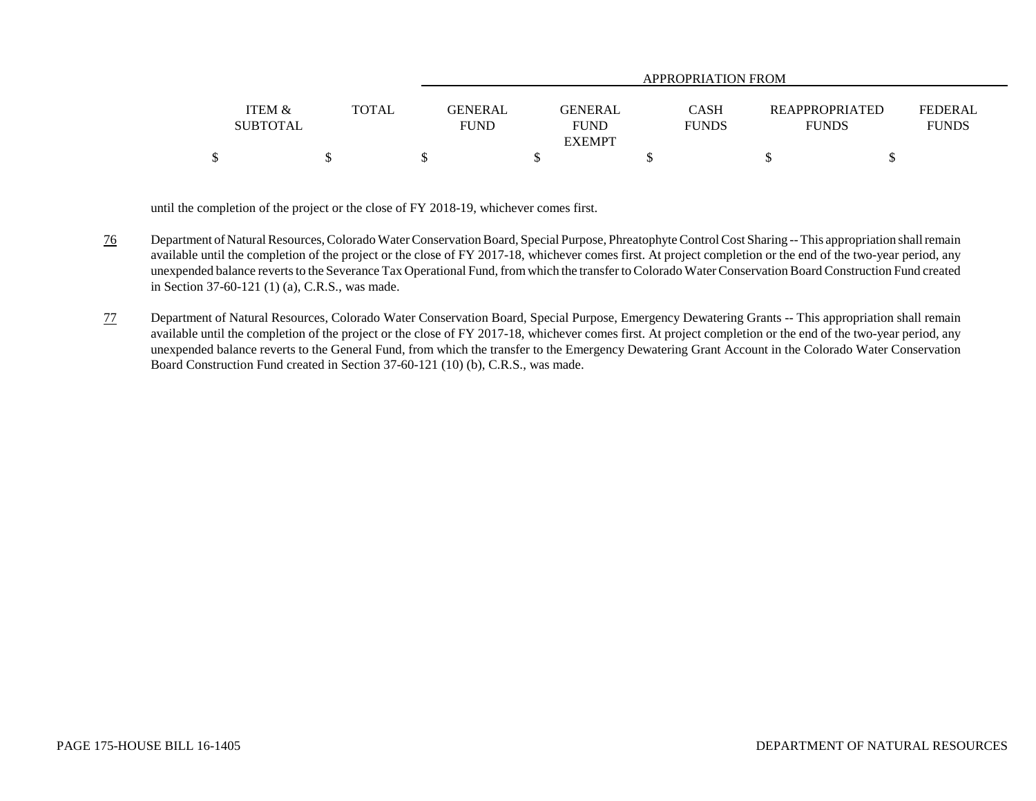| ITEM & SUBTOTAL | TOTAL | APPROPRIATION FROM GENERAL FUND | GENERAL FUND EXEMPT | CASH FUNDS | REAPPROPRIATED FUNDS | FEDERAL FUNDS |
|---|---|---|---|---|---|---|
| $ | $ | $ | $ | $ | $ | $ |

until the completion of the project or the close of FY 2018-19, whichever comes first.

76 Department of Natural Resources, Colorado Water Conservation Board, Special Purpose, Phreatophyte Control Cost Sharing -- This appropriation shall remain available until the completion of the project or the close of FY 2017-18, whichever comes first. At project completion or the end of the two-year period, any unexpended balance reverts to the Severance Tax Operational Fund, from which the transfer to Colorado Water Conservation Board Construction Fund created in Section 37-60-121 (1) (a), C.R.S., was made.

77 Department of Natural Resources, Colorado Water Conservation Board, Special Purpose, Emergency Dewatering Grants -- This appropriation shall remain available until the completion of the project or the close of FY 2017-18, whichever comes first. At project completion or the end of the two-year period, any unexpended balance reverts to the General Fund, from which the transfer to the Emergency Dewatering Grant Account in the Colorado Water Conservation Board Construction Fund created in Section 37-60-121 (10) (b), C.R.S., was made.